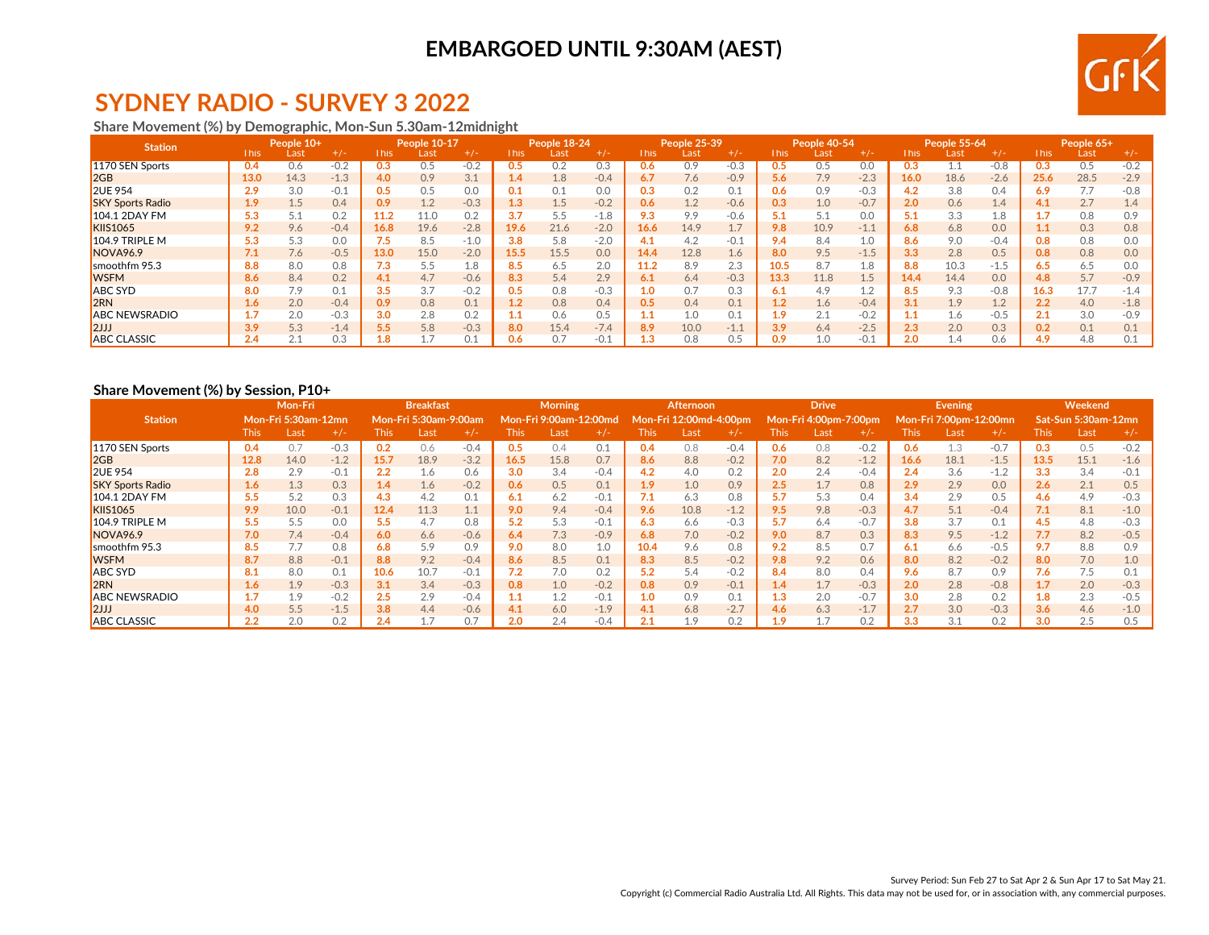EMBARGOED UNTIL 9:30AM (AEST)

# SYDNEY RADIO - SURVEY 3 2022

**Share Movement (%) by Demographic, Mon-Sun 5.30am-12midnight**

| Station | People 10+ | | | People 10-17 | | | People 18-24 | | | People 25-39 | | | People 40-54 | | | People 55-64 | | | People 65+ | | |
|---|---|---|---|---|---|---|---|---|---|---|---|---|---|---|---|---|---|---|---|---|---|
| | This | Last | +/- | This | Last | +/- | This | Last | +/- | This | Last | +/- | This | Last | +/- | This | Last | +/- | This | Last | +/- |
| 1170 SEN Sports | 0.4 | 0.6 | -0.2 | 0.3 | 0.5 | -0.2 | 0.5 | 0.2 | 0.3 | 0.6 | 0.9 | -0.3 | 0.5 | 0.5 | 0.0 | 0.3 | 1.1 | -0.8 | 0.3 | 0.5 | -0.2 |
| 2GB | 13.0 | 14.3 | -1.3 | 4.0 | 0.9 | 3.1 | 1.4 | 1.8 | -0.4 | 6.7 | 7.6 | -0.9 | 5.6 | 7.9 | -2.3 | 16.0 | 18.6 | -2.6 | 25.6 | 28.5 | -2.9 |
| 2UE 954 | 2.9 | 3.0 | -0.1 | 0.5 | 0.5 | 0.0 | 0.1 | 0.1 | 0.0 | 0.3 | 0.2 | 0.1 | 0.6 | 0.9 | -0.3 | 4.2 | 3.8 | 0.4 | 6.9 | 7.7 | -0.8 |
| SKY Sports Radio | 1.9 | 1.5 | 0.4 | 0.9 | 1.2 | -0.3 | 1.3 | 1.5 | -0.2 | 0.6 | 1.2 | -0.6 | 0.3 | 1.0 | -0.7 | 2.0 | 0.6 | 1.4 | 4.1 | 2.7 | 1.4 |
| 104.1 2DAY FM | 5.3 | 5.1 | 0.2 | 11.2 | 11.0 | 0.2 | 3.7 | 5.5 | -1.8 | 9.3 | 9.9 | -0.6 | 5.1 | 5.1 | 0.0 | 5.1 | 3.3 | 1.8 | 1.7 | 0.8 | 0.9 |
| KIIS1065 | 9.2 | 9.6 | -0.4 | 16.8 | 19.6 | -2.8 | 19.6 | 21.6 | -2.0 | 16.6 | 14.9 | 1.7 | 9.8 | 10.9 | -1.1 | 6.8 | 6.8 | 0.0 | 1.1 | 0.3 | 0.8 |
| 104.9 TRIPLE M | 5.3 | 5.3 | 0.0 | 7.5 | 8.5 | -1.0 | 3.8 | 5.8 | -2.0 | 4.1 | 4.2 | -0.1 | 9.4 | 8.4 | 1.0 | 8.6 | 9.0 | -0.4 | 0.8 | 0.8 | 0.0 |
| NOVA96.9 | 7.1 | 7.6 | -0.5 | 13.0 | 15.0 | -2.0 | 15.5 | 15.5 | 0.0 | 14.4 | 12.8 | 1.6 | 8.0 | 9.5 | -1.5 | 3.3 | 2.8 | 0.5 | 0.8 | 0.8 | 0.0 |
| smoothfm 95.3 | 8.8 | 8.0 | 0.8 | 7.3 | 5.5 | 1.8 | 8.5 | 6.5 | 2.0 | 11.2 | 8.9 | 2.3 | 10.5 | 8.7 | 1.8 | 8.8 | 10.3 | -1.5 | 6.5 | 6.5 | 0.0 |
| WSFM | 8.6 | 8.4 | 0.2 | 4.1 | 4.7 | -0.6 | 8.3 | 5.4 | 2.9 | 6.1 | 6.4 | -0.3 | 13.3 | 11.8 | 1.5 | 14.4 | 14.4 | 0.0 | 4.8 | 5.7 | -0.9 |
| ABC SYD | 8.0 | 7.9 | 0.1 | 3.5 | 3.7 | -0.2 | 0.5 | 0.8 | -0.3 | 1.0 | 0.7 | 0.3 | 6.1 | 4.9 | 1.2 | 8.5 | 9.3 | -0.8 | 16.3 | 17.7 | -1.4 |
| 2RN | 1.6 | 2.0 | -0.4 | 0.9 | 0.8 | 0.1 | 1.2 | 0.8 | 0.4 | 0.5 | 0.4 | 0.1 | 1.2 | 1.6 | -0.4 | 3.1 | 1.9 | 1.2 | 2.2 | 4.0 | -1.8 |
| ABC NEWSRADIO | 1.7 | 2.0 | -0.3 | 3.0 | 2.8 | 0.2 | 1.1 | 0.6 | 0.5 | 1.1 | 1.0 | 0.1 | 1.9 | 2.1 | -0.2 | 1.1 | 1.6 | -0.5 | 2.1 | 3.0 | -0.9 |
| 2JJJ | 3.9 | 5.3 | -1.4 | 5.5 | 5.8 | -0.3 | 8.0 | 15.4 | -7.4 | 8.9 | 10.0 | -1.1 | 3.9 | 6.4 | -2.5 | 2.3 | 2.0 | 0.3 | 0.2 | 0.1 | 0.1 |
| ABC CLASSIC | 2.4 | 2.1 | 0.3 | 1.8 | 1.7 | 0.1 | 0.6 | 0.7 | -0.1 | 1.3 | 0.8 | 0.5 | 0.9 | 1.0 | -0.1 | 2.0 | 1.4 | 0.6 | 4.9 | 4.8 | 0.1 |

**Share Movement (%) by Session, P10+**

| Station | Mon-Fri Mon-Fri 5:30am-12mn | | | Breakfast Mon-Fri 5:30am-9:00am | | | Morning Mon-Fri 9:00am-12:00md | | | Afternoon Mon-Fri 12:00md-4:00pm | | | Drive Mon-Fri 4:00pm-7:00pm | | | Evening Mon-Fri 7:00pm-12:00mn | | | Weekend Sat-Sun 5:30am-12mn | | |
|---|---|---|---|---|---|---|---|---|---|---|---|---|---|---|---|---|---|---|---|---|---|
| | This | Last | +/- | This | Last | +/- | This | Last | +/- | This | Last | +/- | This | Last | +/- | This | Last | +/- | This | Last | +/- |
| 1170 SEN Sports | 0.4 | 0.7 | -0.3 | 0.2 | 0.6 | -0.4 | 0.5 | 0.4 | 0.1 | 0.4 | 0.8 | -0.4 | 0.6 | 0.8 | -0.2 | 0.6 | 1.3 | -0.7 | 0.3 | 0.5 | -0.2 |
| 2GB | 12.8 | 14.0 | -1.2 | 15.7 | 18.9 | -3.2 | 16.5 | 15.8 | 0.7 | 8.6 | 8.8 | -0.2 | 7.0 | 8.2 | -1.2 | 16.6 | 18.1 | -1.5 | 13.5 | 15.1 | -1.6 |
| 2UE 954 | 2.8 | 2.9 | -0.1 | 2.2 | 1.6 | 0.6 | 3.0 | 3.4 | -0.4 | 4.2 | 4.0 | 0.2 | 2.0 | 2.4 | -0.4 | 2.4 | 3.6 | -1.2 | 3.3 | 3.4 | -0.1 |
| SKY Sports Radio | 1.6 | 1.3 | 0.3 | 1.4 | 1.6 | -0.2 | 0.6 | 0.5 | 0.1 | 1.9 | 1.0 | 0.9 | 2.5 | 1.7 | 0.8 | 2.9 | 2.9 | 0.0 | 2.6 | 2.1 | 0.5 |
| 104.1 2DAY FM | 5.5 | 5.2 | 0.3 | 4.3 | 4.2 | 0.1 | 6.1 | 6.2 | -0.1 | 7.1 | 6.3 | 0.8 | 5.7 | 5.3 | 0.4 | 3.4 | 2.9 | 0.5 | 4.6 | 4.9 | -0.3 |
| KIIS1065 | 9.9 | 10.0 | -0.1 | 12.4 | 11.3 | 1.1 | 9.0 | 9.4 | -0.4 | 9.6 | 10.8 | -1.2 | 9.5 | 9.8 | -0.3 | 4.7 | 5.1 | -0.4 | 7.1 | 8.1 | -1.0 |
| 104.9 TRIPLE M | 5.5 | 5.5 | 0.0 | 5.5 | 4.7 | 0.8 | 5.2 | 5.3 | -0.1 | 6.3 | 6.6 | -0.3 | 5.7 | 6.4 | -0.7 | 3.8 | 3.7 | 0.1 | 4.5 | 4.8 | -0.3 |
| NOVA96.9 | 7.0 | 7.4 | -0.4 | 6.0 | 6.6 | -0.6 | 6.4 | 7.3 | -0.9 | 6.8 | 7.0 | -0.2 | 9.0 | 8.7 | 0.3 | 8.3 | 9.5 | -1.2 | 7.7 | 8.2 | -0.5 |
| smoothfm 95.3 | 8.5 | 7.7 | 0.8 | 6.8 | 5.9 | 0.9 | 9.0 | 8.0 | 1.0 | 10.4 | 9.6 | 0.8 | 9.2 | 8.5 | 0.7 | 6.1 | 6.6 | -0.5 | 9.7 | 8.8 | 0.9 |
| WSFM | 8.7 | 8.8 | -0.1 | 8.8 | 9.2 | -0.4 | 8.6 | 8.5 | 0.1 | 8.3 | 8.5 | -0.2 | 9.8 | 9.2 | 0.6 | 8.0 | 8.2 | -0.2 | 8.0 | 7.0 | 1.0 |
| ABC SYD | 8.1 | 8.0 | 0.1 | 10.6 | 10.7 | -0.1 | 7.2 | 7.0 | 0.2 | 5.2 | 5.4 | -0.2 | 8.4 | 8.0 | 0.4 | 9.6 | 8.7 | 0.9 | 7.6 | 7.5 | 0.1 |
| 2RN | 1.6 | 1.9 | -0.3 | 3.1 | 3.4 | -0.3 | 0.8 | 1.0 | -0.2 | 0.8 | 0.9 | -0.1 | 1.4 | 1.7 | -0.3 | 2.0 | 2.8 | -0.8 | 1.7 | 2.0 | -0.3 |
| ABC NEWSRADIO | 1.7 | 1.9 | -0.2 | 2.5 | 2.9 | -0.4 | 1.1 | 1.2 | -0.1 | 1.0 | 0.9 | 0.1 | 1.3 | 2.0 | -0.7 | 3.0 | 2.8 | 0.2 | 1.8 | 2.3 | -0.5 |
| 2JJJ | 4.0 | 5.5 | -1.5 | 3.8 | 4.4 | -0.6 | 4.1 | 6.0 | -1.9 | 4.1 | 6.8 | -2.7 | 4.6 | 6.3 | -1.7 | 2.7 | 3.0 | -0.3 | 3.6 | 4.6 | -1.0 |
| ABC CLASSIC | 2.2 | 2.0 | 0.2 | 2.4 | 1.7 | 0.7 | 2.0 | 2.4 | -0.4 | 2.1 | 1.9 | 0.2 | 1.9 | 1.7 | 0.2 | 3.3 | 3.1 | 0.2 | 3.0 | 2.5 | 0.5 |

Survey Period: Sun Feb 27 to Sat Apr 2 & Sun Apr 17 to Sat May 21.

Copyright (c) Commercial Radio Australia Ltd. All Rights. This data may not be used for, or in association with, any commercial purposes.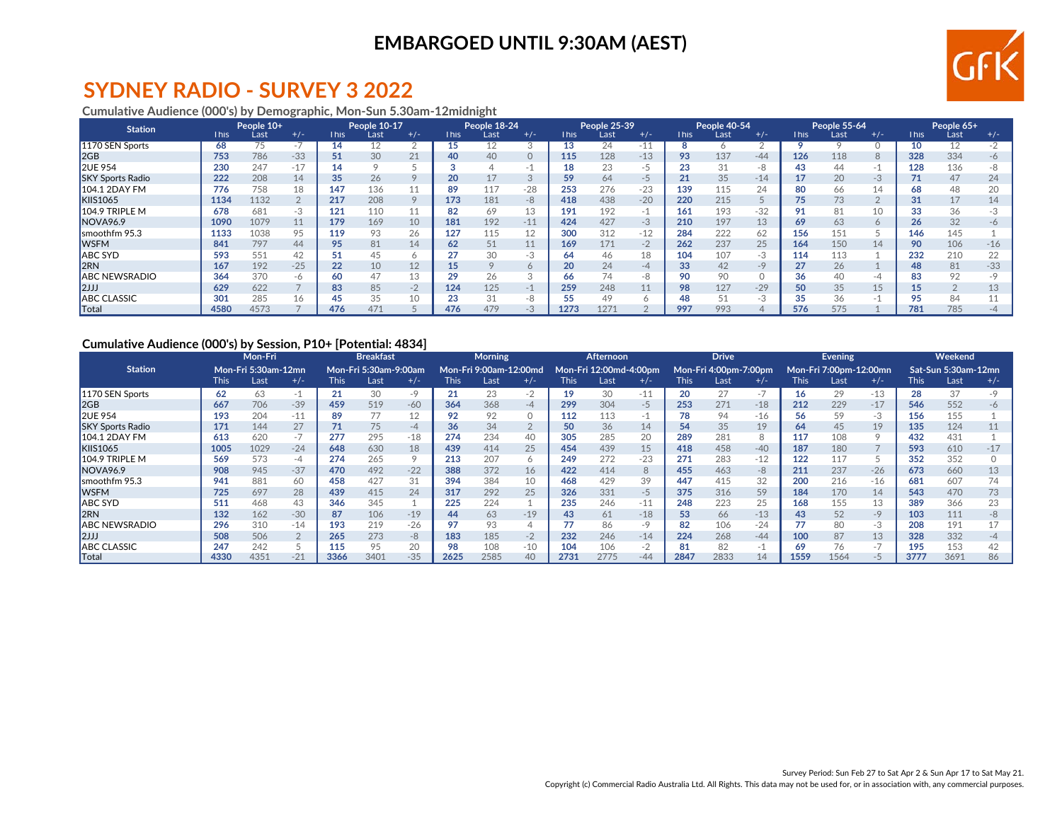**EMBARGOED UNTIL 9:30AM (AEST)**

# SYDNEY RADIO - SURVEY 3 2022

### Cumulative Audience (000's) by Demographic, Mon-Sun 5.30am-12midnight

| Station | People 10+ | | | People 10-17 | | | People 18-24 | | | People 25-39 | | | People 40-54 | | | People 55-64 | | | People 65+ | | |
|---|---|---|---|---|---|---|---|---|---|---|---|---|---|---|---|---|---|---|---|---|---|
| | This | Last | +/- | This | Last | +/- | This | Last | +/- | This | Last | +/- | This | Last | +/- | This | Last | +/- | This | Last | +/- |
| 1170 SEN Sports | 68 | 75 | -7 | 14 | 12 | 2 | 15 | 12 | 3 | 13 | 24 | -11 | 8 | 6 | 2 | 9 | 9 | 0 | 10 | 12 | -2 |
| 2GB | 753 | 786 | -33 | 51 | 30 | 21 | 40 | 40 | 0 | 115 | 128 | -13 | 93 | 137 | -44 | 126 | 118 | 8 | 328 | 334 | -6 |
| 2UE 954 | 230 | 247 | -17 | 14 | 9 | 5 | 3 | 4 | -1 | 18 | 23 | -5 | 23 | 31 | -8 | 43 | 44 | -1 | 128 | 136 | -8 |
| SKY Sports Radio | 222 | 208 | 14 | 35 | 26 | 9 | 20 | 17 | 3 | 59 | 64 | -5 | 21 | 35 | -14 | 17 | 20 | -3 | 71 | 47 | 24 |
| 104.1 2DAY FM | 776 | 758 | 18 | 147 | 136 | 11 | 89 | 117 | -28 | 253 | 276 | -23 | 139 | 115 | 24 | 80 | 66 | 14 | 68 | 48 | 20 |
| KIIS1065 | 1134 | 1132 | 2 | 217 | 208 | 9 | 173 | 181 | -8 | 418 | 438 | -20 | 220 | 215 | 5 | 75 | 73 | 2 | 31 | 17 | 14 |
| 104.9 TRIPLE M | 678 | 681 | -3 | 121 | 110 | 11 | 82 | 69 | 13 | 191 | 192 | -1 | 161 | 193 | -32 | 91 | 81 | 10 | 33 | 36 | -3 |
| NOVA96.9 | 1090 | 1079 | 11 | 179 | 169 | 10 | 181 | 192 | -11 | 424 | 427 | -3 | 210 | 197 | 13 | 69 | 63 | 6 | 26 | 32 | -6 |
| smoothfm 95.3 | 1133 | 1038 | 95 | 119 | 93 | 26 | 127 | 115 | 12 | 300 | 312 | -12 | 284 | 222 | 62 | 156 | 151 | 5 | 146 | 145 | 1 |
| WSFM | 841 | 797 | 44 | 95 | 81 | 14 | 62 | 51 | 11 | 169 | 171 | -2 | 262 | 237 | 25 | 164 | 150 | 14 | 90 | 106 | -16 |
| ABC SYD | 593 | 551 | 42 | 51 | 45 | 6 | 27 | 30 | -3 | 64 | 46 | 18 | 104 | 107 | -3 | 114 | 113 | 1 | 232 | 210 | 22 |
| 2RN | 167 | 192 | -25 | 22 | 10 | 12 | 15 | 9 | 6 | 20 | 24 | -4 | 33 | 42 | -9 | 27 | 26 | 1 | 48 | 81 | -33 |
| ABC NEWSRADIO | 364 | 370 | -6 | 60 | 47 | 13 | 29 | 26 | 3 | 66 | 74 | -8 | 90 | 90 | 0 | 36 | 40 | -4 | 83 | 92 | -9 |
| 2JJJ | 629 | 622 | 7 | 83 | 85 | -2 | 124 | 125 | -1 | 259 | 248 | 11 | 98 | 127 | -29 | 50 | 35 | 15 | 15 | 2 | 13 |
| ABC CLASSIC | 301 | 285 | 16 | 45 | 35 | 10 | 23 | 31 | -8 | 55 | 49 | 6 | 48 | 51 | -3 | 35 | 36 | -1 | 95 | 84 | 11 |
| Total | 4580 | 4573 | 7 | 476 | 471 | 5 | 476 | 479 | -3 | 1273 | 1271 | 2 | 997 | 993 | 4 | 576 | 575 | 1 | 781 | 785 | -4 |

### Cumulative Audience (000's) by Session, P10+ [Potential: 4834]

| Station | Mon-Fri | | | Breakfast | | | Morning | | | Afternoon | | | Drive | | | Evening | | | Weekend | | |
|---|---|---|---|---|---|---|---|---|---|---|---|---|---|---|---|---|---|---|---|---|---|
| | Mon-Fri 5:30am-12mn | | | Mon-Fri 5:30am-9:00am | | | Mon-Fri 9:00am-12:00md | | | Mon-Fri 12:00md-4:00pm | | | Mon-Fri 4:00pm-7:00pm | | | Mon-Fri 7:00pm-12:00mn | | | Sat-Sun 5:30am-12mn | | |
| | This | Last | +/- | This | Last | +/- | This | Last | +/- | This | Last | +/- | This | Last | +/- | This | Last | +/- | This | Last | +/- |
| 1170 SEN Sports | 62 | 63 | -1 | 21 | 30 | -9 | 21 | 23 | -2 | 19 | 30 | -11 | 20 | 27 | -7 | 16 | 29 | -13 | 28 | 37 | -9 |
| 2GB | 667 | 706 | -39 | 459 | 519 | -60 | 364 | 368 | -4 | 299 | 304 | -5 | 253 | 271 | -18 | 212 | 229 | -17 | 546 | 552 | -6 |
| 2UE 954 | 193 | 204 | -11 | 89 | 77 | 12 | 92 | 92 | 0 | 112 | 113 | -1 | 78 | 94 | -16 | 56 | 59 | -3 | 156 | 155 | 1 |
| SKY Sports Radio | 171 | 144 | 27 | 71 | 75 | -4 | 36 | 34 | 2 | 50 | 36 | 14 | 54 | 35 | 19 | 64 | 45 | 19 | 135 | 124 | 11 |
| 104.1 2DAY FM | 613 | 620 | -7 | 277 | 295 | -18 | 274 | 234 | 40 | 305 | 285 | 20 | 289 | 281 | 8 | 117 | 108 | 9 | 432 | 431 | 1 |
| KIIS1065 | 1005 | 1029 | -24 | 648 | 630 | 18 | 439 | 414 | 25 | 454 | 439 | 15 | 418 | 458 | -40 | 187 | 180 | 7 | 593 | 610 | -17 |
| 104.9 TRIPLE M | 569 | 573 | -4 | 274 | 265 | 9 | 213 | 207 | 6 | 249 | 272 | -23 | 271 | 283 | -12 | 122 | 117 | 5 | 352 | 352 | 0 |
| NOVA96.9 | 908 | 945 | -37 | 470 | 492 | -22 | 388 | 372 | 16 | 422 | 414 | 8 | 455 | 463 | -8 | 211 | 237 | -26 | 673 | 660 | 13 |
| smoothfm 95.3 | 941 | 881 | 60 | 458 | 427 | 31 | 394 | 384 | 10 | 468 | 429 | 39 | 447 | 415 | 32 | 200 | 216 | -16 | 681 | 607 | 74 |
| WSFM | 725 | 697 | 28 | 439 | 415 | 24 | 317 | 292 | 25 | 326 | 331 | -5 | 375 | 316 | 59 | 184 | 170 | 14 | 543 | 470 | 73 |
| ABC SYD | 511 | 468 | 43 | 346 | 345 | 1 | 225 | 224 | 1 | 235 | 246 | -11 | 248 | 223 | 25 | 168 | 155 | 13 | 389 | 366 | 23 |
| 2RN | 132 | 162 | -30 | 87 | 106 | -19 | 44 | 63 | -19 | 43 | 61 | -18 | 53 | 66 | -13 | 43 | 52 | -9 | 103 | 111 | -8 |
| ABC NEWSRADIO | 296 | 310 | -14 | 193 | 219 | -26 | 97 | 93 | 4 | 77 | 86 | -9 | 82 | 106 | -24 | 77 | 80 | -3 | 208 | 191 | 17 |
| 2JJJ | 508 | 506 | 2 | 265 | 273 | -8 | 183 | 185 | -2 | 232 | 246 | -14 | 224 | 268 | -44 | 100 | 87 | 13 | 328 | 332 | -4 |
| ABC CLASSIC | 247 | 242 | 5 | 115 | 95 | 20 | 98 | 108 | -10 | 104 | 106 | -2 | 81 | 82 | -1 | 69 | 76 | -7 | 195 | 153 | 42 |
| Total | 4330 | 4351 | -21 | 3366 | 3401 | -35 | 2625 | 2585 | 40 | 2731 | 2775 | -44 | 2847 | 2833 | 14 | 1559 | 1564 | -5 | 3777 | 3691 | 86 |

Survey Period: Sun Feb 27 to Sat Apr 2 & Sun Apr 17 to Sat May 21.

Copyright (c) Commercial Radio Australia Ltd. All Rights. This data may not be used for, or in association with, any commercial purposes.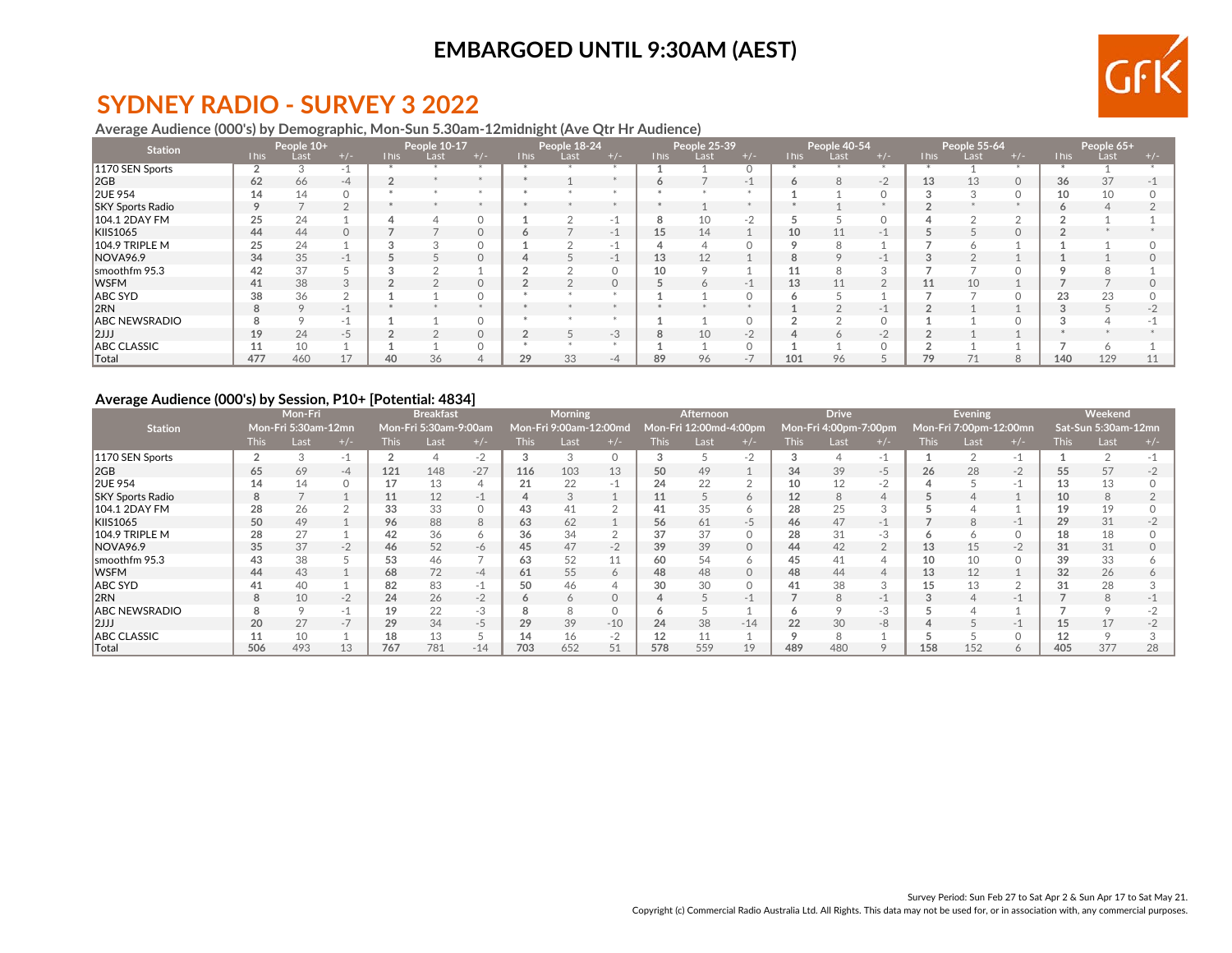# EMBARGOED UNTIL 9:30AM (AEST)

## SYDNEY RADIO - SURVEY 3 2022

**Average Audience (000's) by Demographic, Mon-Sun 5.30am-12midnight (Ave Qtr Hr Audience)**

| Station | People 10+ | | | People 10-17 | | | People 18-24 | | | People 25-39 | | | People 40-54 | | | People 55-64 | | | People 65+ | | |
|---|---|---|---|---|---|---|---|---|---|---|---|---|---|---|---|---|---|---|---|---|---|
| | This | Last | +/- | This | Last | +/- | This | Last | +/- | This | Last | +/- | This | Last | +/- | This | Last | +/- | This | Last | +/- |
| 1170 SEN Sports | 2 | 3 | -1 | * | * | * | * | * | * | 1 | 1 | 0 | * | * | * | * | 1 | * | * | 1 | * |
| 2GB | 62 | 66 | -4 | 2 | * | * | * | 1 | * | 6 | 7 | -1 | 6 | 8 | -2 | 13 | 13 | 0 | 36 | 37 | -1 |
| 2UE 954 | 14 | 14 | 0 | * | * | * | * | * | * | * | * | * | 1 | 1 | 0 | 3 | 3 | 0 | 10 | 10 | 0 |
| SKY Sports Radio | 9 | 7 | 2 | * | * | * | * | * | * | * | 1 | * | * | 1 | * | 2 | * | * | 6 | 4 | 2 |
| 104.1 2DAY FM | 25 | 24 | 1 | 4 | 4 | 0 | 1 | 2 | -1 | 8 | 10 | -2 | 5 | 5 | 0 | 4 | 2 | 2 | 2 | 1 | 1 |
| KIIS1065 | 44 | 44 | 0 | 7 | 7 | 0 | 6 | 7 | -1 | 15 | 14 | 1 | 10 | 11 | -1 | 5 | 5 | 0 | 2 | * | * |
| 104.9 TRIPLE M | 25 | 24 | 1 | 3 | 3 | 0 | 1 | 2 | -1 | 4 | 4 | 0 | 9 | 8 | 1 | 7 | 6 | 1 | 1 | 1 | 0 |
| NOVA96.9 | 34 | 35 | -1 | 5 | 5 | 0 | 4 | 5 | -1 | 13 | 12 | 1 | 8 | 9 | -1 | 3 | 2 | 1 | 1 | 1 | 0 |
| smoothfm 95.3 | 42 | 37 | 5 | 3 | 2 | 1 | 2 | 2 | 0 | 10 | 9 | 1 | 11 | 8 | 3 | 7 | 7 | 0 | 9 | 8 | 1 |
| WSFM | 41 | 38 | 3 | 2 | 2 | 0 | 2 | 2 | 0 | 5 | 6 | -1 | 13 | 11 | 2 | 11 | 10 | 1 | 7 | 7 | 0 |
| ABC SYD | 38 | 36 | 2 | 1 | 1 | 0 | * | * | * | 1 | 1 | 0 | 6 | 5 | 1 | 7 | 7 | 0 | 23 | 23 | 0 |
| 2RN | 8 | 9 | -1 | * | * | * | * | * | * | * | * | * | 1 | 2 | -1 | 2 | 1 | 1 | 3 | 5 | -2 |
| ABC NEWSRADIO | 8 | 9 | -1 | 1 | 1 | 0 | * | * | * | 1 | 1 | 0 | 2 | 2 | 0 | 1 | 1 | 0 | 3 | 4 | -1 |
| 2JJJ | 19 | 24 | -5 | 2 | 2 | 0 | 2 | 5 | -3 | 8 | 10 | -2 | 4 | 6 | -2 | 2 | 1 | 1 | * | * | * |
| ABC CLASSIC | 11 | 10 | 1 | 1 | 1 | 0 | * | * | * | 1 | 1 | 0 | 1 | 1 | 0 | 2 | 1 | 1 | 7 | 6 | 1 |
| Total | 477 | 460 | 17 | 40 | 36 | 4 | 29 | 33 | -4 | 89 | 96 | -7 | 101 | 96 | 5 | 79 | 71 | 8 | 140 | 129 | 11 |

**Average Audience (000's) by Session, P10+ [Potential: 4834]**

| Station | Mon-Fri Mon-Fri 5:30am-12mn | | | Breakfast Mon-Fri 5:30am-9:00am | | | Morning Mon-Fri 9:00am-12:00md | | | Afternoon Mon-Fri 12:00md-4:00pm | | | Drive Mon-Fri 4:00pm-7:00pm | | | Evening Mon-Fri 7:00pm-12:00mn | | | Weekend Sat-Sun 5:30am-12mn | | |
|---|---|---|---|---|---|---|---|---|---|---|---|---|---|---|---|---|---|---|---|---|---|
| | This | Last | +/- | This | Last | +/- | This | Last | +/- | This | Last | +/- | This | Last | +/- | This | Last | +/- | This | Last | +/- |
| 1170 SEN Sports | 2 | 3 | -1 | 2 | 4 | -2 | 3 | 3 | 0 | 3 | 5 | -2 | 3 | 4 | -1 | 1 | 2 | -1 | 1 | 2 | -1 |
| 2GB | 65 | 69 | -4 | 121 | 148 | -27 | 116 | 103 | 13 | 50 | 49 | 1 | 34 | 39 | -5 | 26 | 28 | -2 | 55 | 57 | -2 |
| 2UE 954 | 14 | 14 | 0 | 17 | 13 | 4 | 21 | 22 | -1 | 24 | 22 | 2 | 10 | 12 | -2 | 4 | 5 | -1 | 13 | 13 | 0 |
| SKY Sports Radio | 8 | 7 | 1 | 11 | 12 | -1 | 4 | 3 | 1 | 11 | 5 | 6 | 12 | 8 | 4 | 5 | 4 | 1 | 10 | 8 | 2 |
| 104.1 2DAY FM | 28 | 26 | 2 | 33 | 33 | 0 | 43 | 41 | 2 | 41 | 35 | 6 | 28 | 25 | 3 | 5 | 4 | 1 | 19 | 19 | 0 |
| KIIS1065 | 50 | 49 | 1 | 96 | 88 | 8 | 63 | 62 | 1 | 56 | 61 | -5 | 46 | 47 | -1 | 7 | 8 | -1 | 29 | 31 | -2 |
| 104.9 TRIPLE M | 28 | 27 | 1 | 42 | 36 | 6 | 36 | 34 | 2 | 37 | 37 | 0 | 28 | 31 | -3 | 6 | 6 | 0 | 18 | 18 | 0 |
| NOVA96.9 | 35 | 37 | -2 | 46 | 52 | -6 | 45 | 47 | -2 | 39 | 39 | 0 | 44 | 42 | 2 | 13 | 15 | -2 | 31 | 31 | 0 |
| smoothfm 95.3 | 43 | 38 | 5 | 53 | 46 | 7 | 63 | 52 | 11 | 60 | 54 | 6 | 45 | 41 | 4 | 10 | 10 | 0 | 39 | 33 | 6 |
| WSFM | 44 | 43 | 1 | 68 | 72 | -4 | 61 | 55 | 6 | 48 | 48 | 0 | 48 | 44 | 4 | 13 | 12 | 1 | 32 | 26 | 6 |
| ABC SYD | 41 | 40 | 1 | 82 | 83 | -1 | 50 | 46 | 4 | 30 | 30 | 0 | 41 | 38 | 3 | 15 | 13 | 2 | 31 | 28 | 3 |
| 2RN | 8 | 10 | -2 | 24 | 26 | -2 | 6 | 6 | 0 | 4 | 5 | -1 | 7 | 8 | -1 | 3 | 4 | -1 | 7 | 8 | -1 |
| ABC NEWSRADIO | 8 | 9 | -1 | 19 | 22 | -3 | 8 | 8 | 0 | 6 | 5 | 1 | 6 | 9 | -3 | 5 | 4 | 1 | 7 | 9 | -2 |
| 2JJJ | 20 | 27 | -7 | 29 | 34 | -5 | 29 | 39 | -10 | 24 | 38 | -14 | 22 | 30 | -8 | 4 | 5 | -1 | 15 | 17 | -2 |
| ABC CLASSIC | 11 | 10 | 1 | 18 | 13 | 5 | 14 | 16 | -2 | 12 | 11 | 1 | 9 | 8 | 1 | 5 | 5 | 0 | 12 | 9 | 3 |
| Total | 506 | 493 | 13 | 767 | 781 | -14 | 703 | 652 | 51 | 578 | 559 | 19 | 489 | 480 | 9 | 158 | 152 | 6 | 405 | 377 | 28 |

Survey Period: Sun Feb 27 to Sat Apr 2 & Sun Apr 17 to Sat May 21.

Copyright (c) Commercial Radio Australia Ltd. All Rights. This data may not be used for, or in association with, any commercial purposes.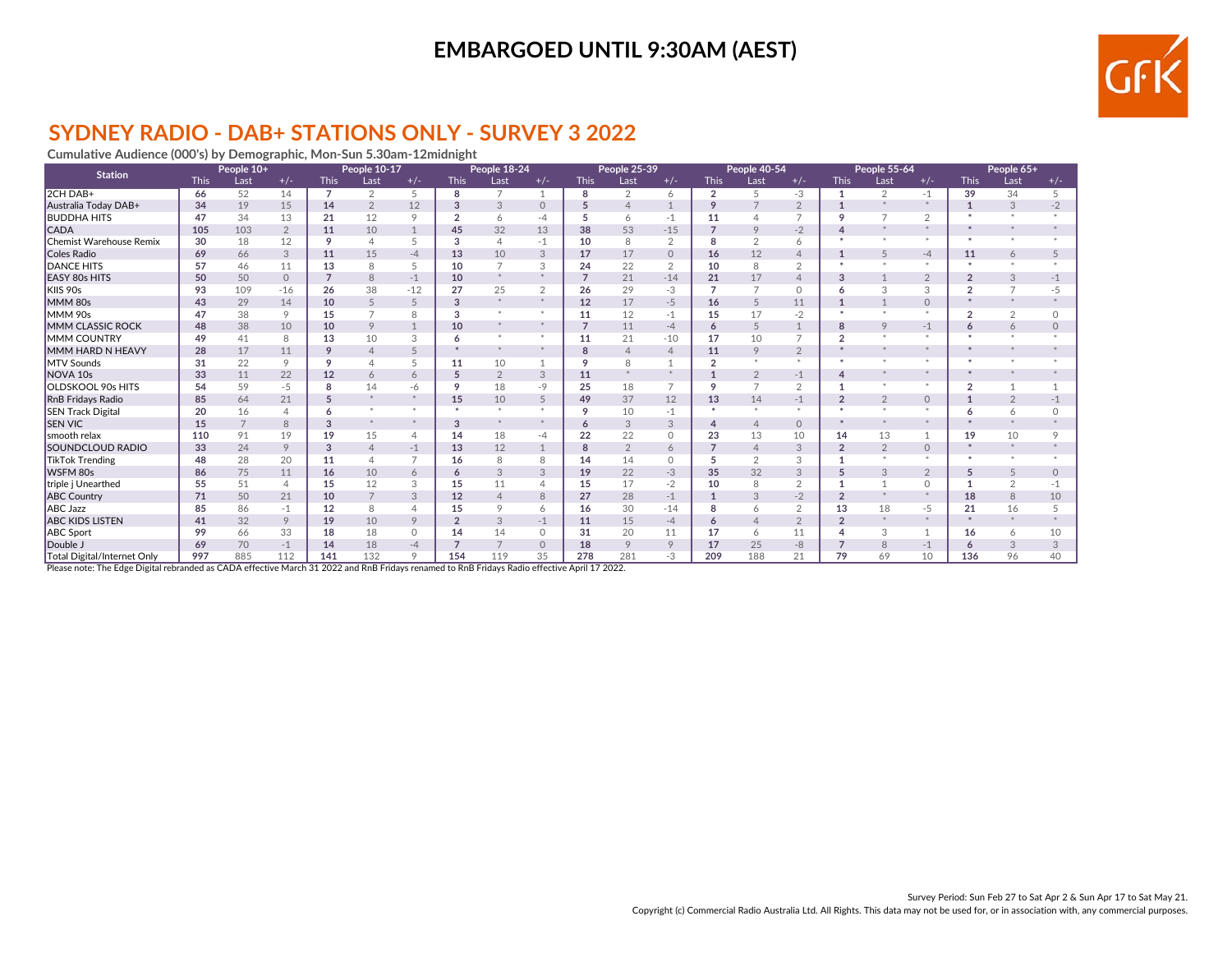**EMBARGOED UNTIL 9:30AM (AEST)**

## SYDNEY RADIO - DAB+ STATIONS ONLY - SURVEY 3 2022

**Cumulative Audience (000's) by Demographic, Mon-Sun 5.30am-12midnight**

| Station | People 10+ | | | People 10-17 | | | People 18-24 | | | People 25-39 | | | People 40-54 | | | People 55-64 | | | People 65+ | | |
|---|---|---|---|---|---|---|---|---|---|---|---|---|---|---|---|---|---|---|---|---|---|
| | This | Last | +/- | This | Last | +/- | This | Last | +/- | This | Last | +/- | This | Last | +/- | This | Last | +/- | This | Last | +/- |
| 2CH DAB+ | 66 | 52 | 14 | 7 | 2 | 5 | 8 | 7 | 1 | 8 | 2 | 6 | 2 | 5 | -3 | 1 | 2 | -1 | 39 | 34 | 5 |
| Australia Today DAB+ | 34 | 19 | 15 | 14 | 2 | 12 | 3 | 3 | 0 | 5 | 4 | 1 | 9 | 7 | 2 | 1 | * | * | 1 | 3 | -2 |
| BUDDHA HITS | 47 | 34 | 13 | 21 | 12 | 9 | 2 | 6 | -4 | 5 | 6 | -1 | 11 | 4 | 7 | 9 | 7 | 2 | * | * | * |
| CADA | 105 | 103 | 2 | 11 | 10 | 1 | 45 | 32 | 13 | 38 | 53 | -15 | 7 | 9 | -2 | 4 | * | * | * | * | * |
| Chemist Warehouse Remix | 30 | 18 | 12 | 9 | 4 | 5 | 3 | 4 | -1 | 10 | 8 | 2 | 8 | 2 | 6 | * | * | * | * | * | * |
| Coles Radio | 69 | 66 | 3 | 11 | 15 | -4 | 13 | 10 | 3 | 17 | 17 | 0 | 16 | 12 | 4 | 1 | 5 | -4 | 11 | 6 | 5 |
| DANCE HITS | 57 | 46 | 11 | 13 | 8 | 5 | 10 | 7 | 3 | 24 | 22 | 2 | 10 | 8 | 2 | * | * | * | * | * | * |
| EASY 80s HITS | 50 | 50 | 0 | 7 | 8 | -1 | 10 | * | * | 7 | 21 | -14 | 21 | 17 | 4 | 3 | 1 | 2 | 2 | 3 | -1 |
| KIIS 90s | 93 | 109 | -16 | 26 | 38 | -12 | 27 | 25 | 2 | 26 | 29 | -3 | 7 | 7 | 0 | 6 | 3 | 3 | 2 | 7 | -5 |
| MMM 80s | 43 | 29 | 14 | 10 | 5 | 5 | 3 | * | * | 12 | 17 | -5 | 16 | 5 | 11 | 1 | 1 | 0 | * | * | * |
| MMM 90s | 47 | 38 | 9 | 15 | 7 | 8 | 3 | * | * | 11 | 12 | -1 | 15 | 17 | -2 | * | * | * | 2 | 2 | 0 |
| MMM CLASSIC ROCK | 48 | 38 | 10 | 10 | 9 | 1 | 10 | * | * | 7 | 11 | -4 | 6 | 5 | 1 | 8 | 9 | -1 | 6 | 6 | 0 |
| MMM COUNTRY | 49 | 41 | 8 | 13 | 10 | 3 | 6 | * | * | 11 | 21 | -10 | 17 | 10 | 7 | 2 | * | * | * | * | * |
| MMM HARD N HEAVY | 28 | 17 | 11 | 9 | 4 | 5 | * | * | * | 8 | 4 | 4 | 11 | 9 | 2 | * | * | * | * | * | * |
| MTV Sounds | 31 | 22 | 9 | 9 | 4 | 5 | 11 | 10 | 1 | 9 | 8 | 1 | 2 | * | * | * | * | * | * | * | * |
| NOVA 10s | 33 | 11 | 22 | 12 | 6 | 6 | 5 | 2 | 3 | 11 | * | * | 1 | 2 | -1 | 4 | * | * | * | * | * |
| OLDSKOOL 90s HITS | 54 | 59 | -5 | 8 | 14 | -6 | 9 | 18 | -9 | 25 | 18 | 7 | 9 | 7 | 2 | 1 | * | * | 2 | 1 | 1 |
| RnB Fridays Radio | 85 | 64 | 21 | 5 | * | * | 15 | 10 | 5 | 49 | 37 | 12 | 13 | 14 | -1 | 2 | 2 | 0 | 1 | 2 | -1 |
| SEN Track Digital | 20 | 16 | 4 | 6 | * | * | * | * | * | 9 | 10 | -1 | * | * | * | * | * | * | 6 | 6 | 0 |
| SEN VIC | 15 | 7 | 8 | 3 | * | * | 3 | * | * | 6 | 3 | 3 | 4 | 4 | 0 | * | * | * | * | * | * |
| smooth relax | 110 | 91 | 19 | 19 | 15 | 4 | 14 | 18 | -4 | 22 | 22 | 0 | 23 | 13 | 10 | 14 | 13 | 1 | 19 | 10 | 9 |
| SOUNDCLOUD RADIO | 33 | 24 | 9 | 3 | 4 | -1 | 13 | 12 | 1 | 8 | 2 | 6 | 7 | 4 | 3 | 2 | 2 | 0 | * | * | * |
| TikTok Trending | 48 | 28 | 20 | 11 | 4 | 7 | 16 | 8 | 8 | 14 | 14 | 0 | 5 | 2 | 3 | 1 | * | * | * | * | * |
| WSFM 80s | 86 | 75 | 11 | 16 | 10 | 6 | 6 | 3 | 3 | 19 | 22 | -3 | 35 | 32 | 3 | 5 | 3 | 2 | 5 | 5 | 0 |
| triple j Unearthed | 55 | 51 | 4 | 15 | 12 | 3 | 15 | 11 | 4 | 15 | 17 | -2 | 10 | 8 | 2 | 1 | 1 | 0 | 1 | 2 | -1 |
| ABC Country | 71 | 50 | 21 | 10 | 7 | 3 | 12 | 4 | 8 | 27 | 28 | -1 | 1 | 3 | -2 | 2 | * | * | 18 | 8 | 10 |
| ABC Jazz | 85 | 86 | -1 | 12 | 8 | 4 | 15 | 9 | 6 | 16 | 30 | -14 | 8 | 6 | 2 | 13 | 18 | -5 | 21 | 16 | 5 |
| ABC KIDS LISTEN | 41 | 32 | 9 | 19 | 10 | 9 | 2 | 3 | -1 | 11 | 15 | -4 | 6 | 4 | 2 | 2 | * | * | * | * | * |
| ABC Sport | 99 | 66 | 33 | 18 | 18 | 0 | 14 | 14 | 0 | 31 | 20 | 11 | 17 | 6 | 11 | 4 | 3 | 1 | 16 | 6 | 10 |
| Double J | 69 | 70 | -1 | 14 | 18 | -4 | 7 | 7 | 0 | 18 | 9 | 9 | 17 | 25 | -8 | 7 | 8 | -1 | 6 | 3 | 3 |
| Total Digital/Internet Only | 997 | 885 | 112 | 141 | 132 | 9 | 154 | 119 | 35 | 278 | 281 | -3 | 209 | 188 | 21 | 79 | 69 | 10 | 136 | 96 | 40 |

Please note: The Edge Digital rebranded as CADA effective March 31 2022 and RnB Fridays renamed to RnB Fridays Radio effective April 17 2022.

Survey Period: Sun Feb 27 to Sat Apr 2 & Sun Apr 17 to Sat May 21.

Copyright (c) Commercial Radio Australia Ltd. All Rights. This data may not be used for, or in association with, any commercial purposes.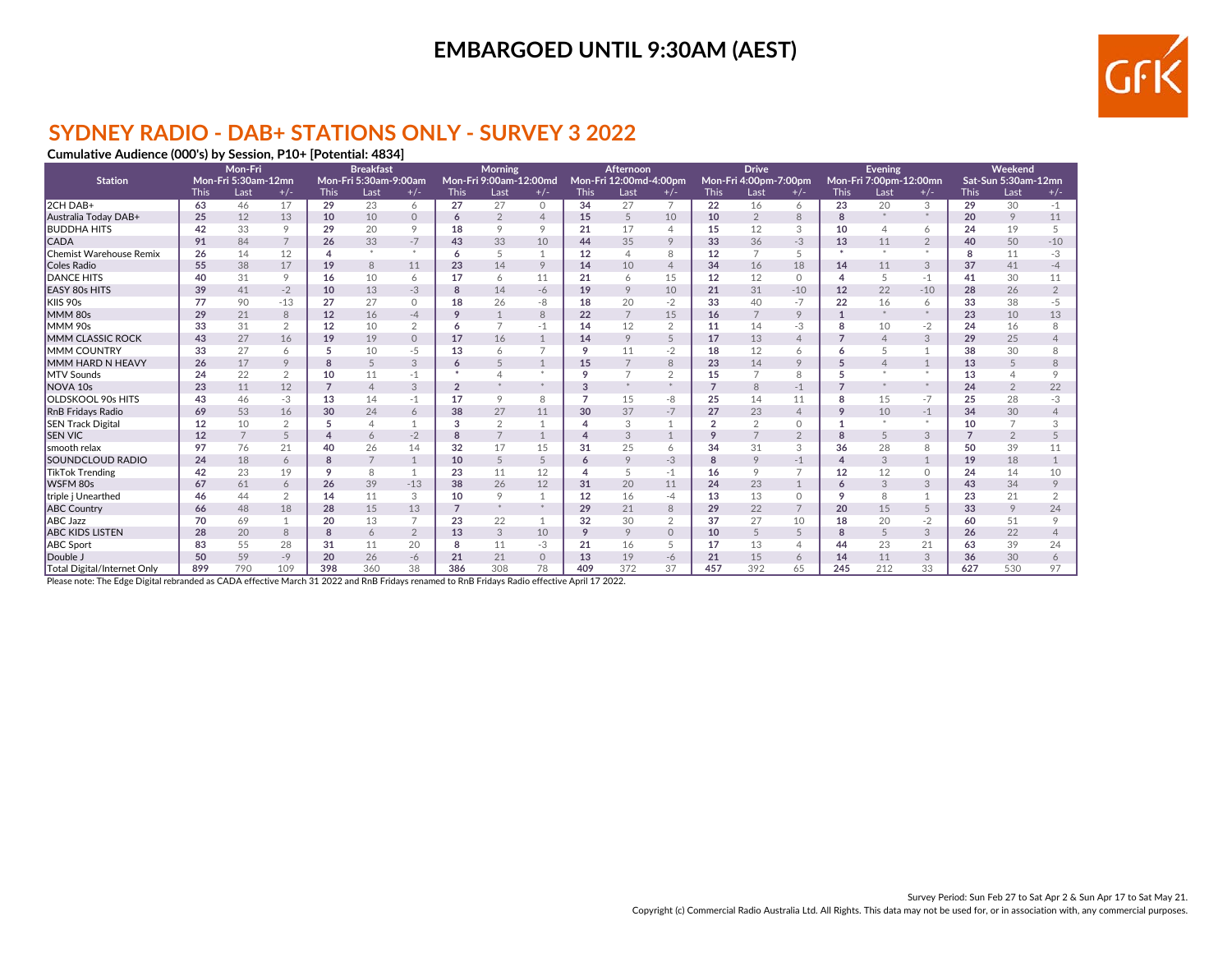**EMBARGOED UNTIL 9:30AM (AEST)**

## SYDNEY RADIO - DAB+ STATIONS ONLY - SURVEY 3 2022

**Cumulative Audience (000's) by Session, P10+ [Potential: 4834]**

| Station | Mon-Fri Mon-Fri 5:30am-12mn | | | Breakfast Mon-Fri 5:30am-9:00am | | | Morning Mon-Fri 9:00am-12:00md | | | Afternoon Mon-Fri 12:00md-4:00pm | | | Drive Mon-Fri 4:00pm-7:00pm | | | Evening Mon-Fri 7:00pm-12:00mn | | | Weekend Sat-Sun 5:30am-12mn | | |
|---|---|---|---|---|---|---|---|---|---|---|---|---|---|---|---|---|---|---|---|---|---|
| | This | Last | +/- | This | Last | +/- | This | Last | +/- | This | Last | +/- | This | Last | +/- | This | Last | +/- | This | Last | +/- |
| 2CH DAB+ | 63 | 46 | 17 | 29 | 23 | 6 | 27 | 27 | 0 | 34 | 27 | 7 | 22 | 16 | 6 | 23 | 20 | 3 | 29 | 30 | -1 |
| Australia Today DAB+ | 25 | 12 | 13 | 10 | 10 | 0 | 6 | 2 | 4 | 15 | 5 | 10 | 10 | 2 | 8 | 8 | * | * | 20 | 9 | 11 |
| BUDDHA HITS | 42 | 33 | 9 | 29 | 20 | 9 | 18 | 9 | 9 | 21 | 17 | 4 | 15 | 12 | 3 | 10 | 4 | 6 | 24 | 19 | 5 |
| CADA | 91 | 84 | 7 | 26 | 33 | -7 | 43 | 33 | 10 | 44 | 35 | 9 | 33 | 36 | -3 | 13 | 11 | 2 | 40 | 50 | -10 |
| Chemist Warehouse Remix | 26 | 14 | 12 | 4 | * | * | 6 | 5 | 1 | 12 | 4 | 8 | 12 | 7 | 5 | * | * | * | 8 | 11 | -3 |
| Coles Radio | 55 | 38 | 17 | 19 | 8 | 11 | 23 | 14 | 9 | 14 | 10 | 4 | 34 | 16 | 18 | 14 | 11 | 3 | 37 | 41 | -4 |
| DANCE HITS | 40 | 31 | 9 | 16 | 10 | 6 | 17 | 6 | 11 | 21 | 6 | 15 | 12 | 12 | 0 | 4 | 5 | -1 | 41 | 30 | 11 |
| EASY 80s HITS | 39 | 41 | -2 | 10 | 13 | -3 | 8 | 14 | -6 | 19 | 9 | 10 | 21 | 31 | -10 | 12 | 22 | -10 | 28 | 26 | 2 |
| KIIS 90s | 77 | 90 | -13 | 27 | 27 | 0 | 18 | 26 | -8 | 18 | 20 | -2 | 33 | 40 | -7 | 22 | 16 | 6 | 33 | 38 | -5 |
| MMM 80s | 29 | 21 | 8 | 12 | 16 | -4 | 9 | 1 | 8 | 22 | 7 | 15 | 16 | 7 | 9 | 1 | * | * | 23 | 10 | 13 |
| MMM 90s | 33 | 31 | 2 | 12 | 10 | 2 | 6 | 7 | -1 | 14 | 12 | 2 | 11 | 14 | -3 | 8 | 10 | -2 | 24 | 16 | 8 |
| MMM CLASSIC ROCK | 43 | 27 | 16 | 19 | 19 | 0 | 17 | 16 | 1 | 14 | 9 | 5 | 17 | 13 | 4 | 7 | 4 | 3 | 29 | 25 | 4 |
| MMM COUNTRY | 33 | 27 | 6 | 5 | 10 | -5 | 13 | 6 | 7 | 9 | 11 | -2 | 18 | 12 | 6 | 6 | 5 | 1 | 38 | 30 | 8 |
| MMM HARD N HEAVY | 26 | 17 | 9 | 8 | 5 | 3 | 6 | 5 | 1 | 15 | 7 | 8 | 23 | 14 | 9 | 5 | 4 | 1 | 13 | 5 | 8 |
| MTV Sounds | 24 | 22 | 2 | 10 | 11 | -1 | * | 4 | * | 9 | 7 | 2 | 15 | 7 | 8 | 5 | * | * | 13 | 4 | 9 |
| NOVA 10s | 23 | 11 | 12 | 7 | 4 | 3 | 2 | * | * | 3 | * | * | 7 | 8 | -1 | 7 | * | * | 24 | 2 | 22 |
| OLDSKOOL 90s HITS | 43 | 46 | -3 | 13 | 14 | -1 | 17 | 9 | 8 | 7 | 15 | -8 | 25 | 14 | 11 | 8 | 15 | -7 | 25 | 28 | -3 |
| RnB Fridays Radio | 69 | 53 | 16 | 30 | 24 | 6 | 38 | 27 | 11 | 30 | 37 | -7 | 27 | 23 | 4 | 9 | 10 | -1 | 34 | 30 | 4 |
| SEN Track Digital | 12 | 10 | 2 | 5 | 4 | 1 | 3 | 2 | 1 | 4 | 3 | 1 | 2 | 2 | 0 | 1 | * | * | 10 | 7 | 3 |
| SEN VIC | 12 | 7 | 5 | 4 | 6 | -2 | 8 | 7 | 1 | 4 | 3 | 1 | 9 | 7 | 2 | 8 | 5 | 3 | 7 | 2 | 5 |
| smooth relax | 97 | 76 | 21 | 40 | 26 | 14 | 32 | 17 | 15 | 31 | 25 | 6 | 34 | 31 | 3 | 36 | 28 | 8 | 50 | 39 | 11 |
| SOUNDCLOUD RADIO | 24 | 18 | 6 | 8 | 7 | 1 | 10 | 5 | 5 | 6 | 9 | -3 | 8 | 9 | -1 | 4 | 3 | 1 | 19 | 18 | 1 |
| TikTok Trending | 42 | 23 | 19 | 9 | 8 | 1 | 23 | 11 | 12 | 4 | 5 | -1 | 16 | 9 | 7 | 12 | 12 | 0 | 24 | 14 | 10 |
| WSFM 80s | 67 | 61 | 6 | 26 | 39 | -13 | 38 | 26 | 12 | 31 | 20 | 11 | 24 | 23 | 1 | 6 | 3 | 3 | 43 | 34 | 9 |
| triple j Unearthed | 46 | 44 | 2 | 14 | 11 | 3 | 10 | 9 | 1 | 12 | 16 | -4 | 13 | 13 | 0 | 9 | 8 | 1 | 23 | 21 | 2 |
| ABC Country | 66 | 48 | 18 | 28 | 15 | 13 | 7 | * | * | 29 | 21 | 8 | 29 | 22 | 7 | 20 | 15 | 5 | 33 | 9 | 24 |
| ABC Jazz | 70 | 69 | 1 | 20 | 13 | 7 | 23 | 22 | 1 | 32 | 30 | 2 | 37 | 27 | 10 | 18 | 20 | -2 | 60 | 51 | 9 |
| ABC KIDS LISTEN | 28 | 20 | 8 | 8 | 6 | 2 | 13 | 3 | 10 | 9 | 9 | 0 | 10 | 5 | 5 | 8 | 5 | 3 | 26 | 22 | 4 |
| ABC Sport | 83 | 55 | 28 | 31 | 11 | 20 | 8 | 11 | -3 | 21 | 16 | 5 | 17 | 13 | 4 | 44 | 23 | 21 | 63 | 39 | 24 |
| Double J | 50 | 59 | -9 | 20 | 26 | -6 | 21 | 21 | 0 | 13 | 19 | -6 | 21 | 15 | 6 | 14 | 11 | 3 | 36 | 30 | 6 |
| Total Digital/Internet Only | 899 | 790 | 109 | 398 | 360 | 38 | 386 | 308 | 78 | 409 | 372 | 37 | 457 | 392 | 65 | 245 | 212 | 33 | 627 | 530 | 97 |

Please note: The Edge Digital rebranded as CADA effective March 31 2022 and RnB Fridays renamed to RnB Fridays Radio effective April 17 2022.

Survey Period: Sun Feb 27 to Sat Apr 2 & Sun Apr 17 to Sat May 21.

Copyright (c) Commercial Radio Australia Ltd. All Rights. This data may not be used for, or in association with, any commercial purposes.